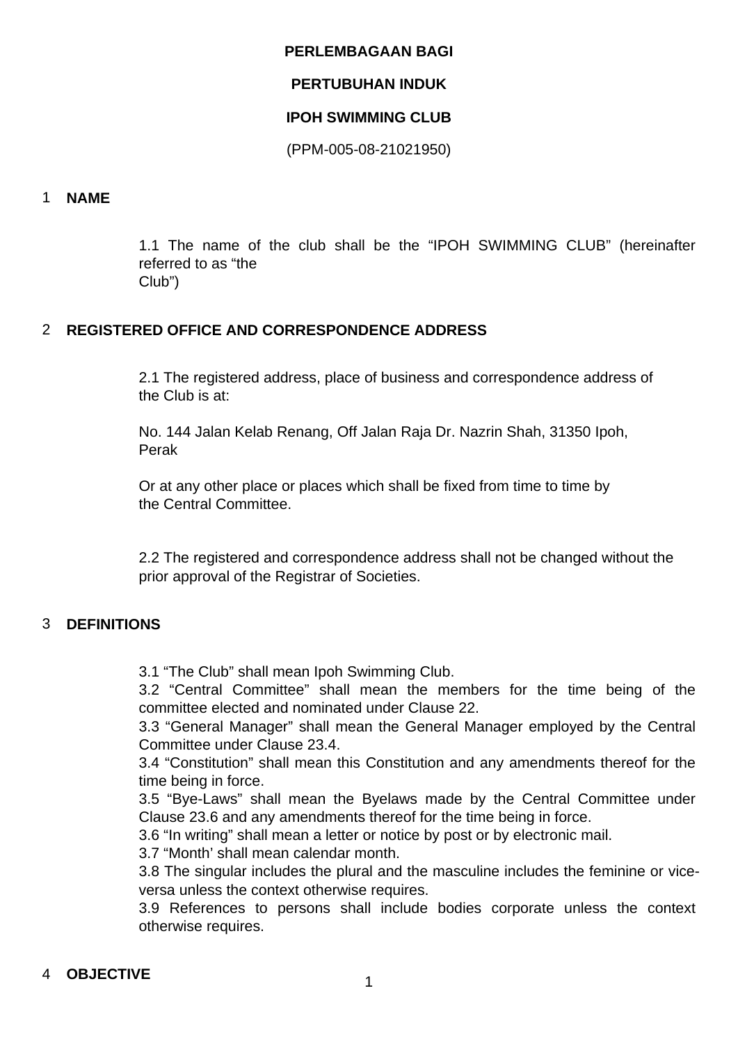**PERLEMBAGAAN BAGI**

**PERTUBUHAN INDUK**

**IPOH SWIMMING CLUB**

(PPM-005-08-21021950)

## 1 NAME

1.1 The name of the club shall be the "IPOH SWIMMING CLUB" (hereinafter referred to as "the Club")

## 2 REGISTERED OFFICE AND CORRESPONDENCE ADDRESS

2.1 The registered address, place of business and correspondence address of the Club is at:

No. 144 Jalan Kelab Renang, Off Jalan Raja Dr. Nazrin Shah, 31350 Ipoh, Perak

Or at any other place or places which shall be fixed from time to time by the Central Committee.

2.2 The registered and correspondence address shall not be changed without the prior approval of the Registrar of Societies.

## 3 DEFINITIONS

3.1 "The Club" shall mean Ipoh Swimming Club.
3.2 "Central Committee" shall mean the members for the time being of the committee elected and nominated under Clause 22.
3.3 "General Manager" shall mean the General Manager employed by the Central Committee under Clause 23.4.
3.4 "Constitution" shall mean this Constitution and any amendments thereof for the time being in force.
3.5 "Bye-Laws" shall mean the Byelaws made by the Central Committee under Clause 23.6 and any amendments thereof for the time being in force.
3.6 "In writing" shall mean a letter or notice by post or by electronic mail.
3.7 "Month' shall mean calendar month.
3.8 The singular includes the plural and the masculine includes the feminine or vice-versa unless the context otherwise requires.
3.9 References to persons shall include bodies corporate unless the context otherwise requires.

## 4 OBJECTIVE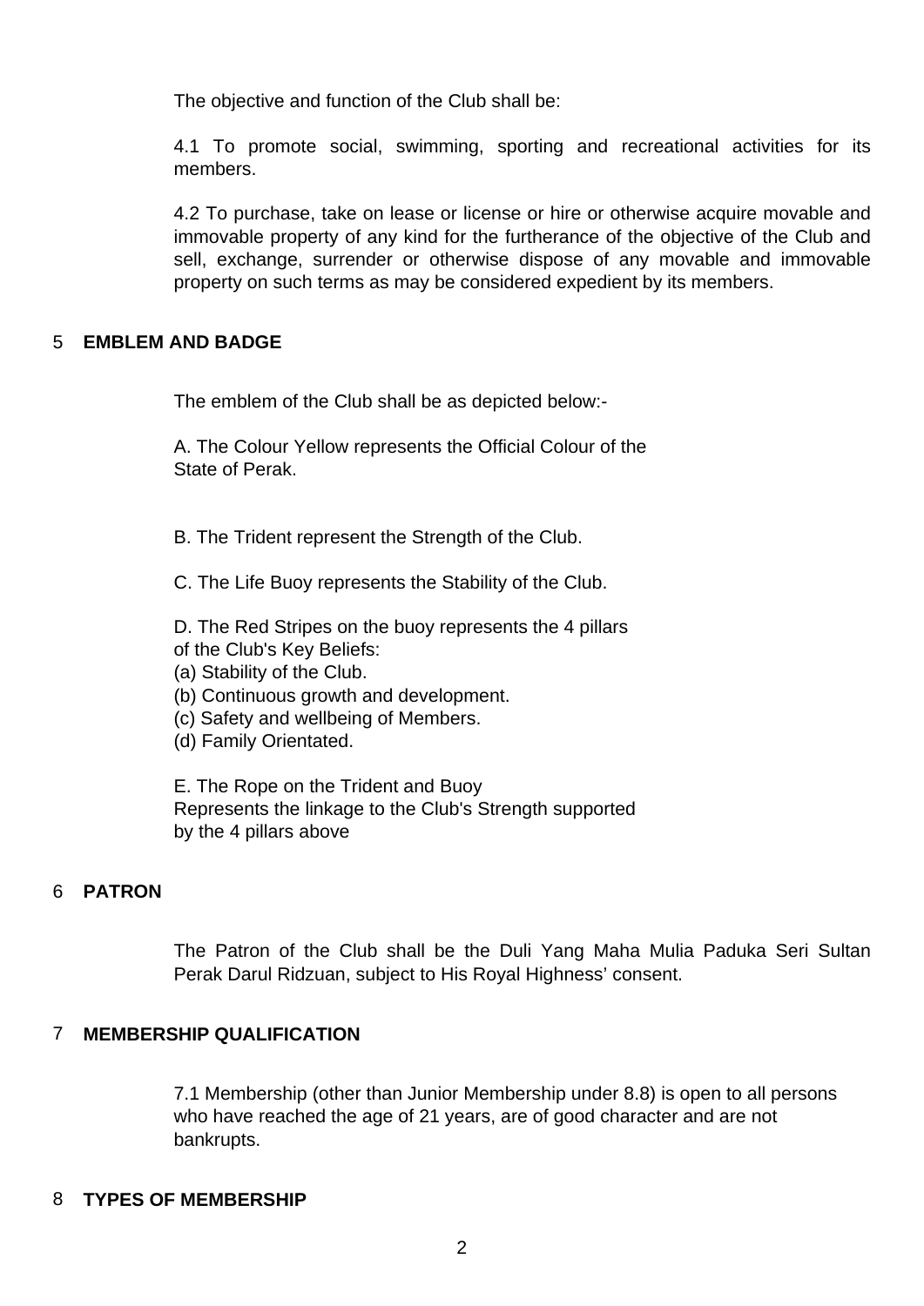The objective and function of the Club shall be:

4.1 To promote social, swimming, sporting and recreational activities for its members.

4.2 To purchase, take on lease or license or hire or otherwise acquire movable and immovable property of any kind for the furtherance of the objective of the Club and sell, exchange, surrender or otherwise dispose of any movable and immovable property on such terms as may be considered expedient by its members.

## 5 EMBLEM AND BADGE

The emblem of the Club shall be as depicted below:-

A. The Colour Yellow represents the Official Colour of the State of Perak.

B. The Trident represent the Strength of the Club.

C. The Life Buoy represents the Stability of the Club.

D. The Red Stripes on the buoy represents the 4 pillars of the Club's Key Beliefs:
(a) Stability of the Club.
(b) Continuous growth and development.
(c) Safety and wellbeing of Members.
(d) Family Orientated.

E. The Rope on the Trident and Buoy Represents the linkage to the Club's Strength supported by the 4 pillars above

## 6 PATRON

The Patron of the Club shall be the Duli Yang Maha Mulia Paduka Seri Sultan Perak Darul Ridzuan, subject to His Royal Highness' consent.

## 7 MEMBERSHIP QUALIFICATION

7.1 Membership (other than Junior Membership under 8.8) is open to all persons who have reached the age of 21 years, are of good character and are not bankrupts.

## 8 TYPES OF MEMBERSHIP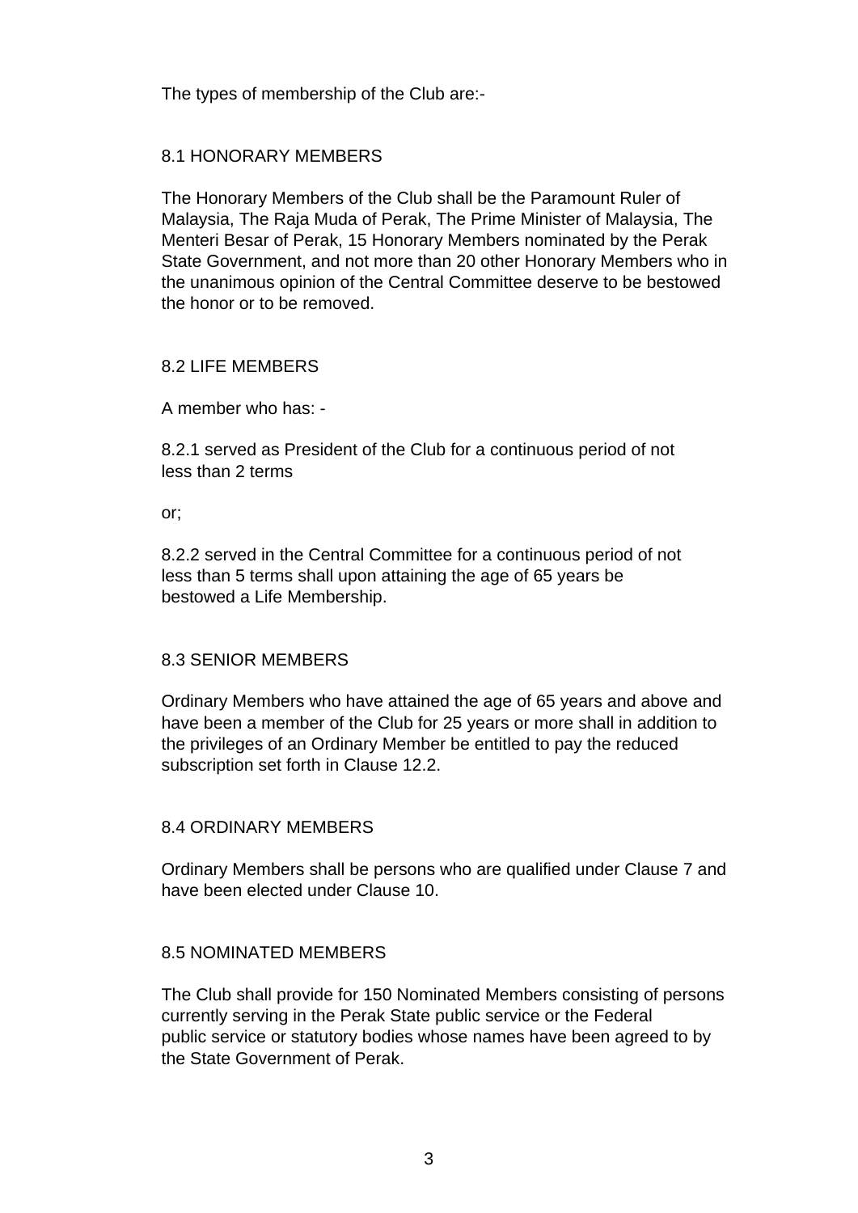The types of membership of the Club are:-

## 8.1 HONORARY MEMBERS

The Honorary Members of the Club shall be the Paramount Ruler of Malaysia, The Raja Muda of Perak, The Prime Minister of Malaysia, The Menteri Besar of Perak, 15 Honorary Members nominated by the Perak State Government, and not more than 20 other Honorary Members who in the unanimous opinion of the Central Committee deserve to be bestowed the honor or to be removed.

## 8.2 LIFE MEMBERS

A member who has: -

8.2.1 served as President of the Club for a continuous period of not less than 2 terms

or;

8.2.2 served in the Central Committee for a continuous period of not less than 5 terms shall upon attaining the age of 65 years be bestowed a Life Membership.

## 8.3 SENIOR MEMBERS

Ordinary Members who have attained the age of 65 years and above and have been a member of the Club for 25 years or more shall in addition to the privileges of an Ordinary Member be entitled to pay the reduced subscription set forth in Clause 12.2.

## 8.4 ORDINARY MEMBERS

Ordinary Members shall be persons who are qualified under Clause 7 and have been elected under Clause 10.

## 8.5 NOMINATED MEMBERS

The Club shall provide for 150 Nominated Members consisting of persons currently serving in the Perak State public service or the Federal public service or statutory bodies whose names have been agreed to by the State Government of Perak.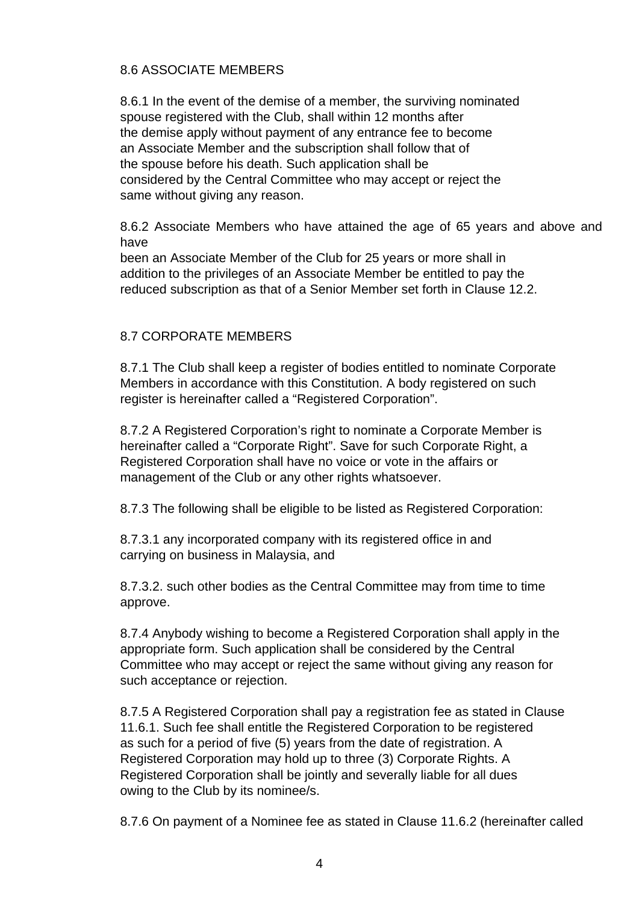## 8.6 ASSOCIATE MEMBERS

8.6.1 In the event of the demise of a member, the surviving nominated spouse registered with the Club, shall within 12 months after the demise apply without payment of any entrance fee to become an Associate Member and the subscription shall follow that of the spouse before his death. Such application shall be considered by the Central Committee who may accept or reject the same without giving any reason.

8.6.2 Associate Members who have attained the age of 65 years and above and have been an Associate Member of the Club for 25 years or more shall in addition to the privileges of an Associate Member be entitled to pay the reduced subscription as that of a Senior Member set forth in Clause 12.2.

## 8.7 CORPORATE MEMBERS

8.7.1 The Club shall keep a register of bodies entitled to nominate Corporate Members in accordance with this Constitution. A body registered on such register is hereinafter called a "Registered Corporation".

8.7.2 A Registered Corporation's right to nominate a Corporate Member is hereinafter called a "Corporate Right". Save for such Corporate Right, a Registered Corporation shall have no voice or vote in the affairs or management of the Club or any other rights whatsoever.

8.7.3 The following shall be eligible to be listed as Registered Corporation:

8.7.3.1 any incorporated company with its registered office in and carrying on business in Malaysia, and

8.7.3.2. such other bodies as the Central Committee may from time to time approve.

8.7.4 Anybody wishing to become a Registered Corporation shall apply in the appropriate form. Such application shall be considered by the Central Committee who may accept or reject the same without giving any reason for such acceptance or rejection.

8.7.5 A Registered Corporation shall pay a registration fee as stated in Clause 11.6.1. Such fee shall entitle the Registered Corporation to be registered as such for a period of five (5) years from the date of registration. A Registered Corporation may hold up to three (3) Corporate Rights. A Registered Corporation shall be jointly and severally liable for all dues owing to the Club by its nominee/s.

8.7.6 On payment of a Nominee fee as stated in Clause 11.6.2 (hereinafter called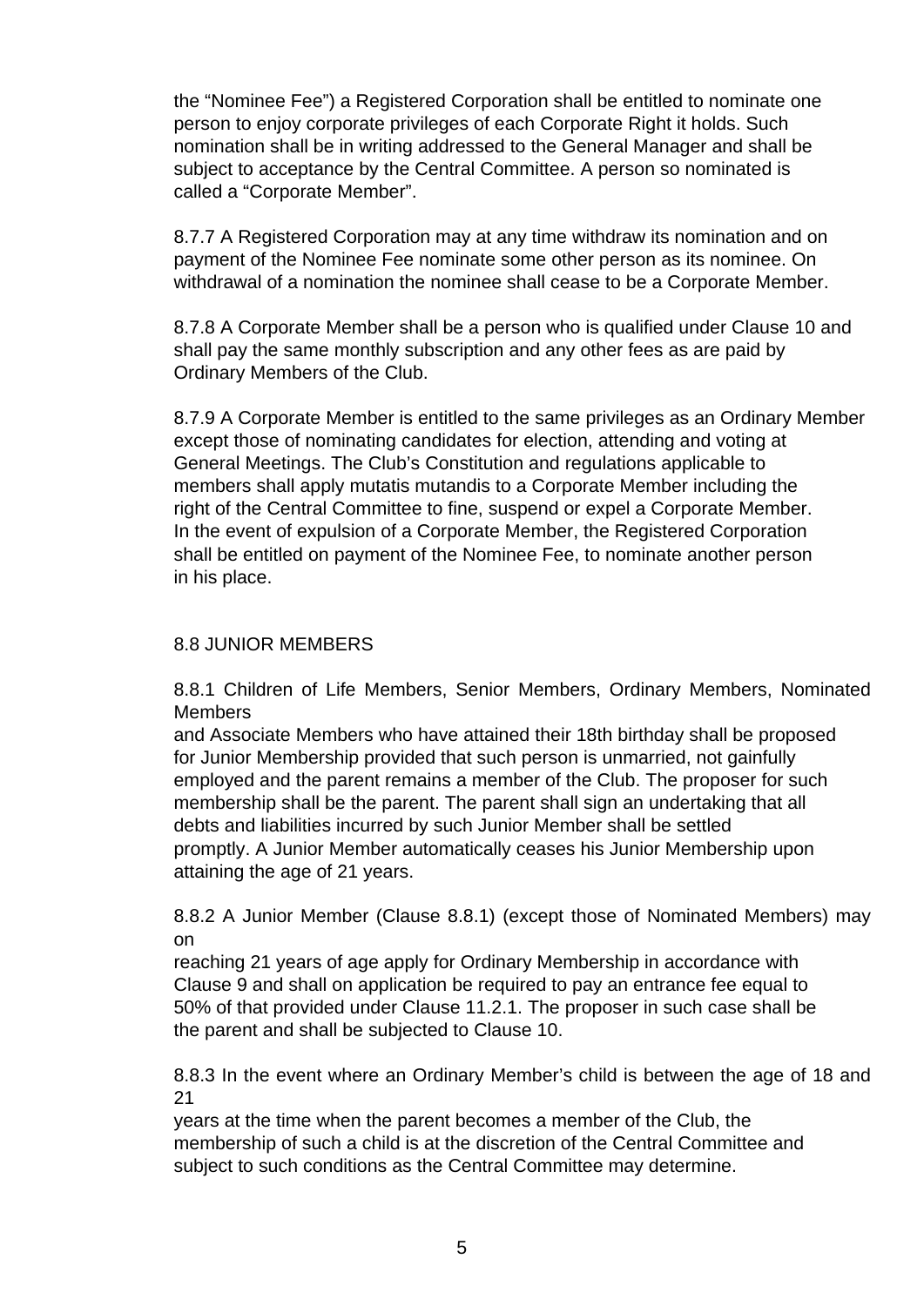the “Nominee Fee”) a Registered Corporation shall be entitled to nominate one person to enjoy corporate privileges of each Corporate Right it holds. Such nomination shall be in writing addressed to the General Manager and shall be subject to acceptance by the Central Committee. A person so nominated is called a “Corporate Member”.

8.7.7 A Registered Corporation may at any time withdraw its nomination and on payment of the Nominee Fee nominate some other person as its nominee. On withdrawal of a nomination the nominee shall cease to be a Corporate Member.

8.7.8 A Corporate Member shall be a person who is qualified under Clause 10 and shall pay the same monthly subscription and any other fees as are paid by Ordinary Members of the Club.

8.7.9 A Corporate Member is entitled to the same privileges as an Ordinary Member except those of nominating candidates for election, attending and voting at General Meetings. The Club’s Constitution and regulations applicable to members shall apply mutatis mutandis to a Corporate Member including the right of the Central Committee to fine, suspend or expel a Corporate Member. In the event of expulsion of a Corporate Member, the Registered Corporation shall be entitled on payment of the Nominee Fee, to nominate another person in his place.

## 8.8 JUNIOR MEMBERS

8.8.1 Children of Life Members, Senior Members, Ordinary Members, Nominated Members and Associate Members who have attained their 18th birthday shall be proposed for Junior Membership provided that such person is unmarried, not gainfully employed and the parent remains a member of the Club. The proposer for such membership shall be the parent. The parent shall sign an undertaking that all debts and liabilities incurred by such Junior Member shall be settled promptly. A Junior Member automatically ceases his Junior Membership upon attaining the age of 21 years.

8.8.2 A Junior Member (Clause 8.8.1) (except those of Nominated Members) may on reaching 21 years of age apply for Ordinary Membership in accordance with Clause 9 and shall on application be required to pay an entrance fee equal to 50% of that provided under Clause 11.2.1. The proposer in such case shall be the parent and shall be subjected to Clause 10.

8.8.3 In the event where an Ordinary Member’s child is between the age of 18 and 21 years at the time when the parent becomes a member of the Club, the membership of such a child is at the discretion of the Central Committee and subject to such conditions as the Central Committee may determine.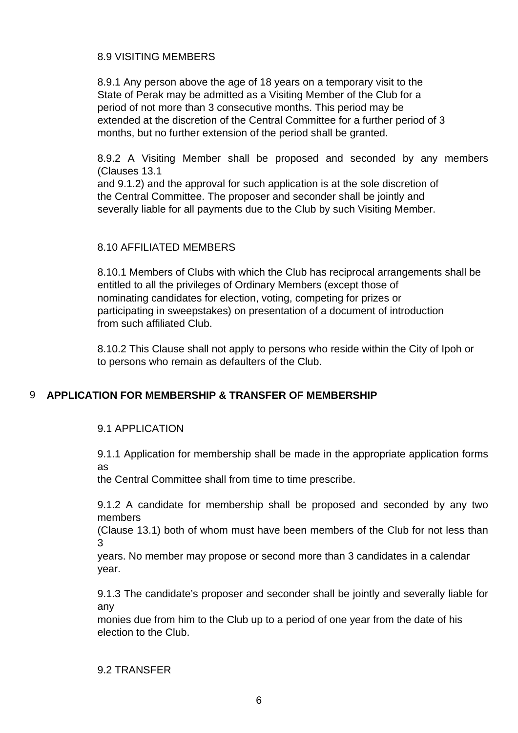8.9 VISITING MEMBERS

8.9.1 Any person above the age of 18 years on a temporary visit to the State of Perak may be admitted as a Visiting Member of the Club for a period of not more than 3 consecutive months. This period may be extended at the discretion of the Central Committee for a further period of 3 months, but no further extension of the period shall be granted.

8.9.2 A Visiting Member shall be proposed and seconded by any members (Clauses 13.1 and 9.1.2) and the approval for such application is at the sole discretion of the Central Committee. The proposer and seconder shall be jointly and severally liable for all payments due to the Club by such Visiting Member.

8.10 AFFILIATED MEMBERS

8.10.1 Members of Clubs with which the Club has reciprocal arrangements shall be entitled to all the privileges of Ordinary Members (except those of nominating candidates for election, voting, competing for prizes or participating in sweepstakes) on presentation of a document of introduction from such affiliated Club.

8.10.2 This Clause shall not apply to persons who reside within the City of Ipoh or to persons who remain as defaulters of the Club.

## 9 APPLICATION FOR MEMBERSHIP & TRANSFER OF MEMBERSHIP

9.1 APPLICATION

9.1.1 Application for membership shall be made in the appropriate application forms as the Central Committee shall from time to time prescribe.

9.1.2 A candidate for membership shall be proposed and seconded by any two members (Clause 13.1) both of whom must have been members of the Club for not less than 3 years. No member may propose or second more than 3 candidates in a calendar year.

9.1.3 The candidate's proposer and seconder shall be jointly and severally liable for any monies due from him to the Club up to a period of one year from the date of his election to the Club.

9.2 TRANSFER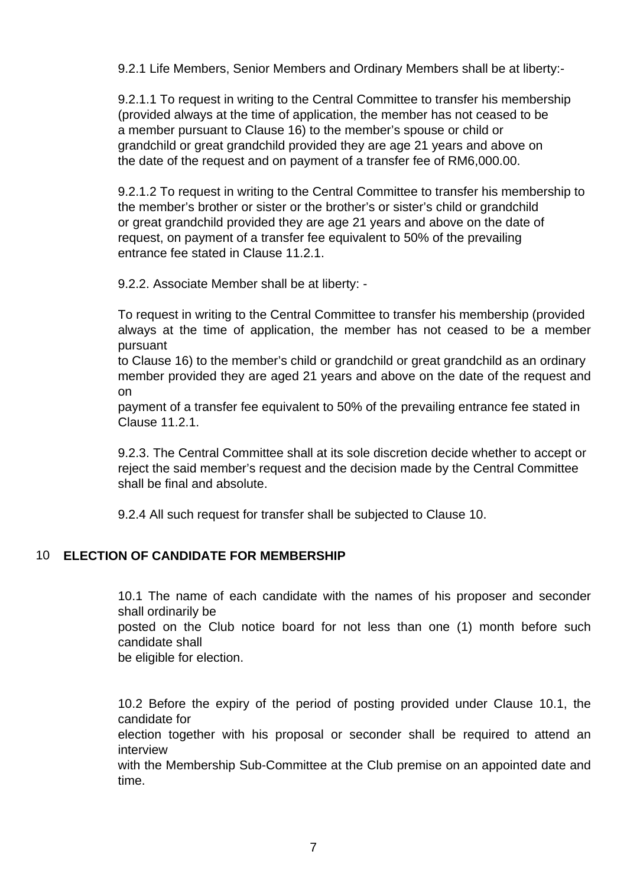9.2.1 Life Members, Senior Members and Ordinary Members shall be at liberty:-

9.2.1.1 To request in writing to the Central Committee to transfer his membership (provided always at the time of application, the member has not ceased to be a member pursuant to Clause 16) to the member's spouse or child or grandchild or great grandchild provided they are age 21 years and above on the date of the request and on payment of a transfer fee of RM6,000.00.

9.2.1.2 To request in writing to the Central Committee to transfer his membership to the member's brother or sister or the brother's or sister's child or grandchild or great grandchild provided they are age 21 years and above on the date of request, on payment of a transfer fee equivalent to 50% of the prevailing entrance fee stated in Clause 11.2.1.

9.2.2. Associate Member shall be at liberty: -

To request in writing to the Central Committee to transfer his membership (provided always at the time of application, the member has not ceased to be a member pursuant to Clause 16) to the member's child or grandchild or great grandchild as an ordinary member provided they are aged 21 years and above on the date of the request and on payment of a transfer fee equivalent to 50% of the prevailing entrance fee stated in Clause 11.2.1.

9.2.3. The Central Committee shall at its sole discretion decide whether to accept or reject the said member's request and the decision made by the Central Committee shall be final and absolute.

9.2.4 All such request for transfer shall be subjected to Clause 10.

## 10 ELECTION OF CANDIDATE FOR MEMBERSHIP

10.1 The name of each candidate with the names of his proposer and seconder shall ordinarily be posted on the Club notice board for not less than one (1) month before such candidate shall be eligible for election.

10.2 Before the expiry of the period of posting provided under Clause 10.1, the candidate for election together with his proposal or seconder shall be required to attend an interview with the Membership Sub-Committee at the Club premise on an appointed date and time.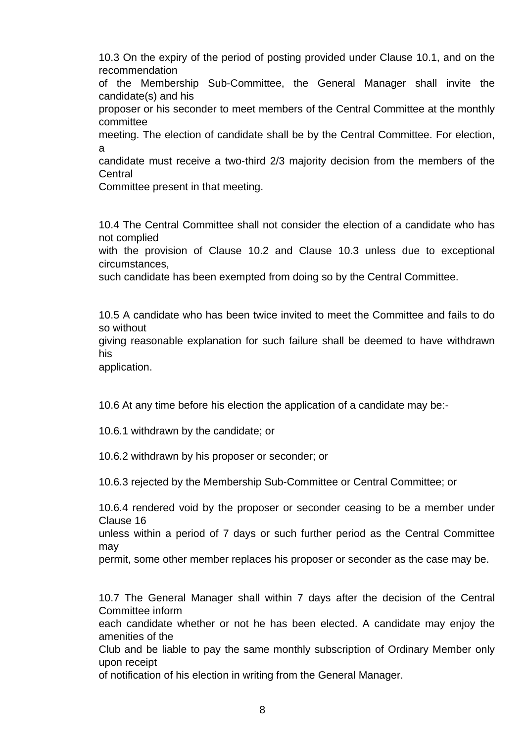10.3 On the expiry of the period of posting provided under Clause 10.1, and on the recommendation of the Membership Sub-Committee, the General Manager shall invite the candidate(s) and his proposer or his seconder to meet members of the Central Committee at the monthly committee meeting. The election of candidate shall be by the Central Committee. For election, a candidate must receive a two-third 2/3 majority decision from the members of the Central Committee present in that meeting.

10.4 The Central Committee shall not consider the election of a candidate who has not complied with the provision of Clause 10.2 and Clause 10.3 unless due to exceptional circumstances, such candidate has been exempted from doing so by the Central Committee.

10.5 A candidate who has been twice invited to meet the Committee and fails to do so without giving reasonable explanation for such failure shall be deemed to have withdrawn his application.

10.6 At any time before his election the application of a candidate may be:-

10.6.1 withdrawn by the candidate; or

10.6.2 withdrawn by his proposer or seconder; or

10.6.3 rejected by the Membership Sub-Committee or Central Committee; or

10.6.4 rendered void by the proposer or seconder ceasing to be a member under Clause 16 unless within a period of 7 days or such further period as the Central Committee may permit, some other member replaces his proposer or seconder as the case may be.

10.7 The General Manager shall within 7 days after the decision of the Central Committee inform each candidate whether or not he has been elected. A candidate may enjoy the amenities of the Club and be liable to pay the same monthly subscription of Ordinary Member only upon receipt of notification of his election in writing from the General Manager.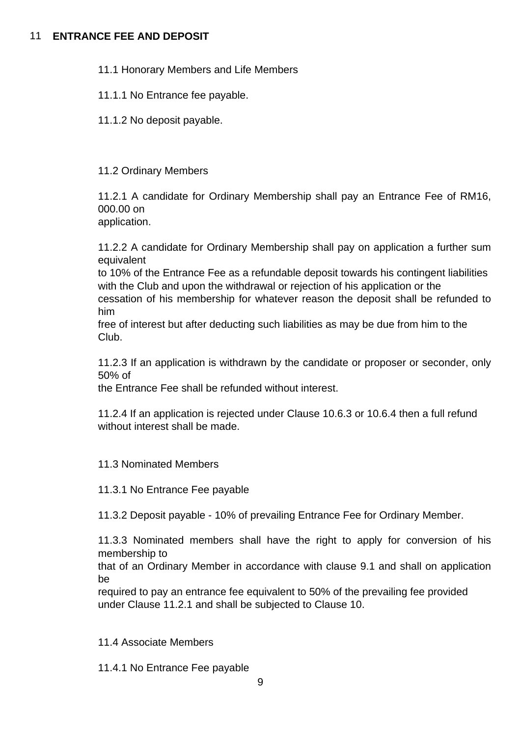## 11 ENTRANCE FEE AND DEPOSIT

11.1 Honorary Members and Life Members

11.1.1 No Entrance fee payable.

11.1.2 No deposit payable.

11.2 Ordinary Members

11.2.1 A candidate for Ordinary Membership shall pay an Entrance Fee of RM16, 000.00 on application.

11.2.2 A candidate for Ordinary Membership shall pay on application a further sum equivalent to 10% of the Entrance Fee as a refundable deposit towards his contingent liabilities with the Club and upon the withdrawal or rejection of his application or the cessation of his membership for whatever reason the deposit shall be refunded to him free of interest but after deducting such liabilities as may be due from him to the Club.

11.2.3 If an application is withdrawn by the candidate or proposer or seconder, only 50% of the Entrance Fee shall be refunded without interest.

11.2.4 If an application is rejected under Clause 10.6.3 or 10.6.4 then a full refund without interest shall be made.

11.3 Nominated Members

11.3.1 No Entrance Fee payable

11.3.2 Deposit payable - 10% of prevailing Entrance Fee for Ordinary Member.

11.3.3 Nominated members shall have the right to apply for conversion of his membership to that of an Ordinary Member in accordance with clause 9.1 and shall on application be required to pay an entrance fee equivalent to 50% of the prevailing fee provided under Clause 11.2.1 and shall be subjected to Clause 10.

11.4 Associate Members

11.4.1 No Entrance Fee payable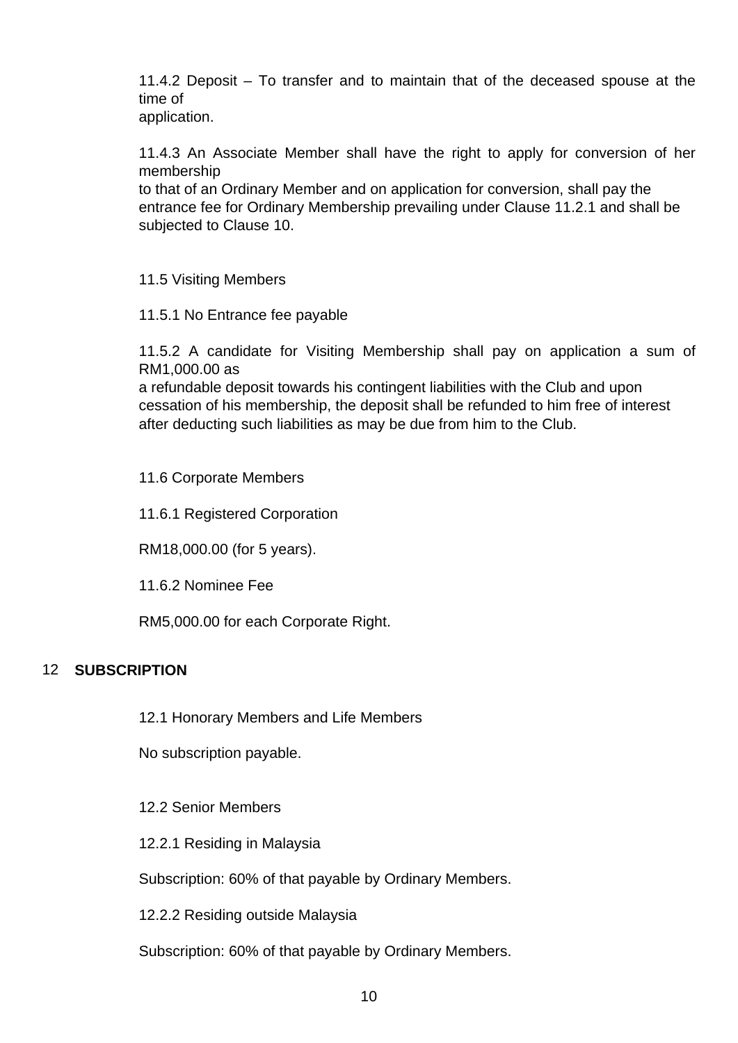11.4.2 Deposit – To transfer and to maintain that of the deceased spouse at the time of application.

11.4.3 An Associate Member shall have the right to apply for conversion of her membership to that of an Ordinary Member and on application for conversion, shall pay the entrance fee for Ordinary Membership prevailing under Clause 11.2.1 and shall be subjected to Clause 10.

11.5 Visiting Members

11.5.1 No Entrance fee payable

11.5.2 A candidate for Visiting Membership shall pay on application a sum of RM1,000.00 as a refundable deposit towards his contingent liabilities with the Club and upon cessation of his membership, the deposit shall be refunded to him free of interest after deducting such liabilities as may be due from him to the Club.

11.6 Corporate Members

11.6.1 Registered Corporation

RM18,000.00 (for 5 years).

11.6.2 Nominee Fee

RM5,000.00 for each Corporate Right.

## 12 SUBSCRIPTION

12.1 Honorary Members and Life Members

No subscription payable.

12.2 Senior Members

12.2.1 Residing in Malaysia

Subscription: 60% of that payable by Ordinary Members.

12.2.2 Residing outside Malaysia

Subscription: 60% of that payable by Ordinary Members.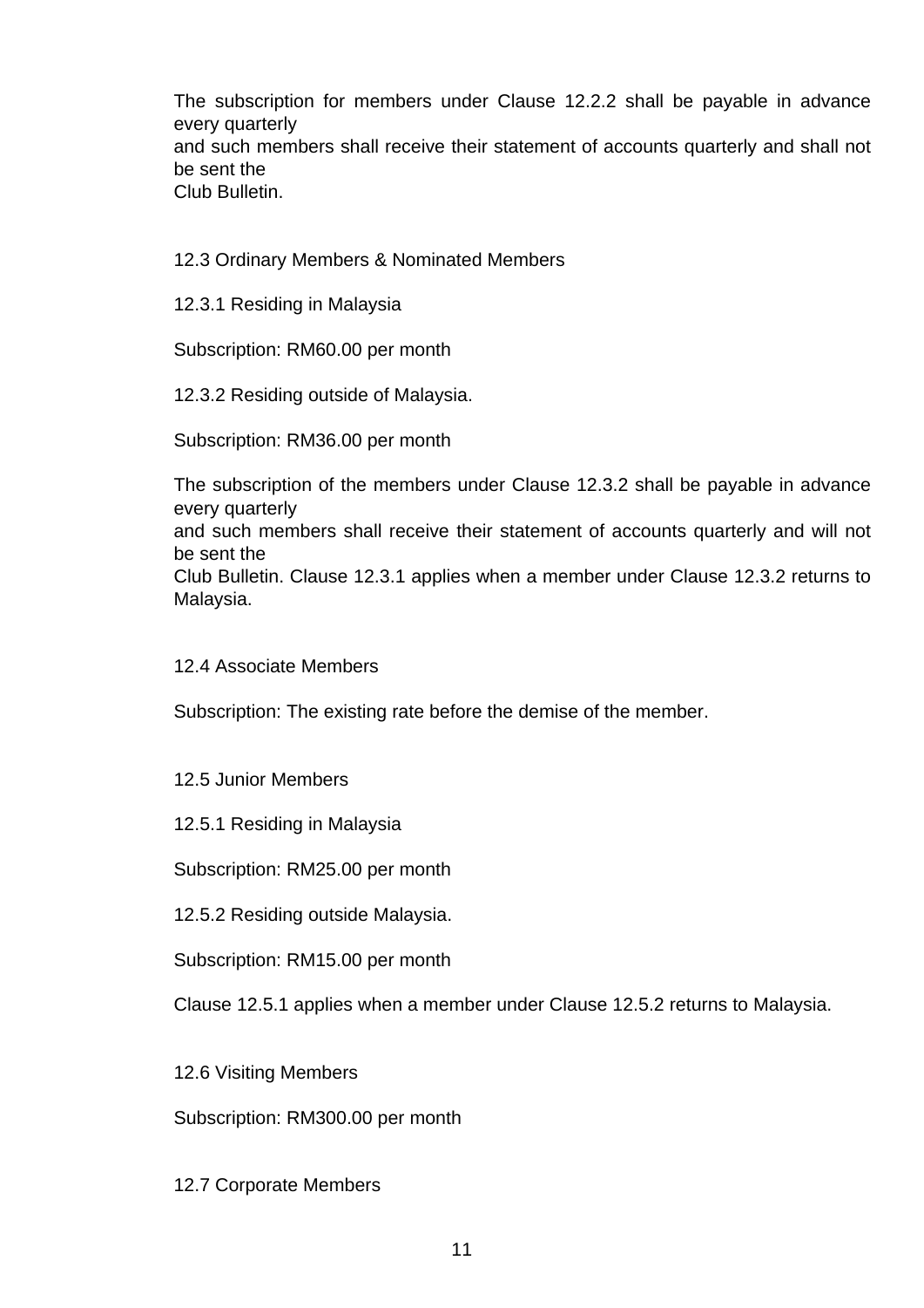The subscription for members under Clause 12.2.2 shall be payable in advance every quarterly and such members shall receive their statement of accounts quarterly and shall not be sent the Club Bulletin.

### 12.3 Ordinary Members & Nominated Members

12.3.1 Residing in Malaysia

Subscription: RM60.00 per month

12.3.2 Residing outside of Malaysia.

Subscription: RM36.00 per month

The subscription of the members under Clause 12.3.2 shall be payable in advance every quarterly and such members shall receive their statement of accounts quarterly and will not be sent the Club Bulletin. Clause 12.3.1 applies when a member under Clause 12.3.2 returns to Malaysia.

### 12.4 Associate Members

Subscription: The existing rate before the demise of the member.

### 12.5 Junior Members

12.5.1 Residing in Malaysia

Subscription: RM25.00 per month

12.5.2 Residing outside Malaysia.

Subscription: RM15.00 per month

Clause 12.5.1 applies when a member under Clause 12.5.2 returns to Malaysia.

### 12.6 Visiting Members

Subscription: RM300.00 per month

### 12.7 Corporate Members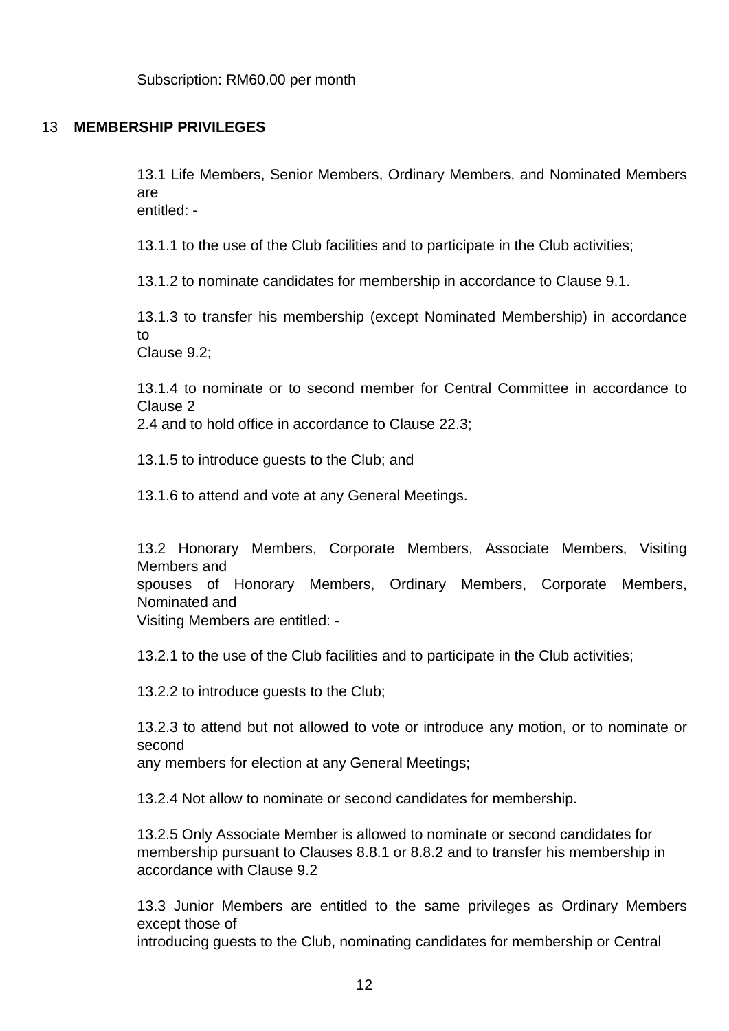Subscription: RM60.00 per month

## 13 MEMBERSHIP PRIVILEGES

13.1 Life Members, Senior Members, Ordinary Members, and Nominated Members are entitled: -

13.1.1 to the use of the Club facilities and to participate in the Club activities;

13.1.2 to nominate candidates for membership in accordance to Clause 9.1.

13.1.3 to transfer his membership (except Nominated Membership) in accordance to Clause 9.2;

13.1.4 to nominate or to second member for Central Committee in accordance to Clause 2 2.4 and to hold office in accordance to Clause 22.3;

13.1.5 to introduce guests to the Club; and

13.1.6 to attend and vote at any General Meetings.

13.2 Honorary Members, Corporate Members, Associate Members, Visiting Members and spouses of Honorary Members, Ordinary Members, Corporate Members, Nominated and Visiting Members are entitled: -

13.2.1 to the use of the Club facilities and to participate in the Club activities;

13.2.2 to introduce guests to the Club;

13.2.3 to attend but not allowed to vote or introduce any motion, or to nominate or second any members for election at any General Meetings;

13.2.4 Not allow to nominate or second candidates for membership.

13.2.5 Only Associate Member is allowed to nominate or second candidates for membership pursuant to Clauses 8.8.1 or 8.8.2 and to transfer his membership in accordance with Clause 9.2

13.3 Junior Members are entitled to the same privileges as Ordinary Members except those of introducing guests to the Club, nominating candidates for membership or Central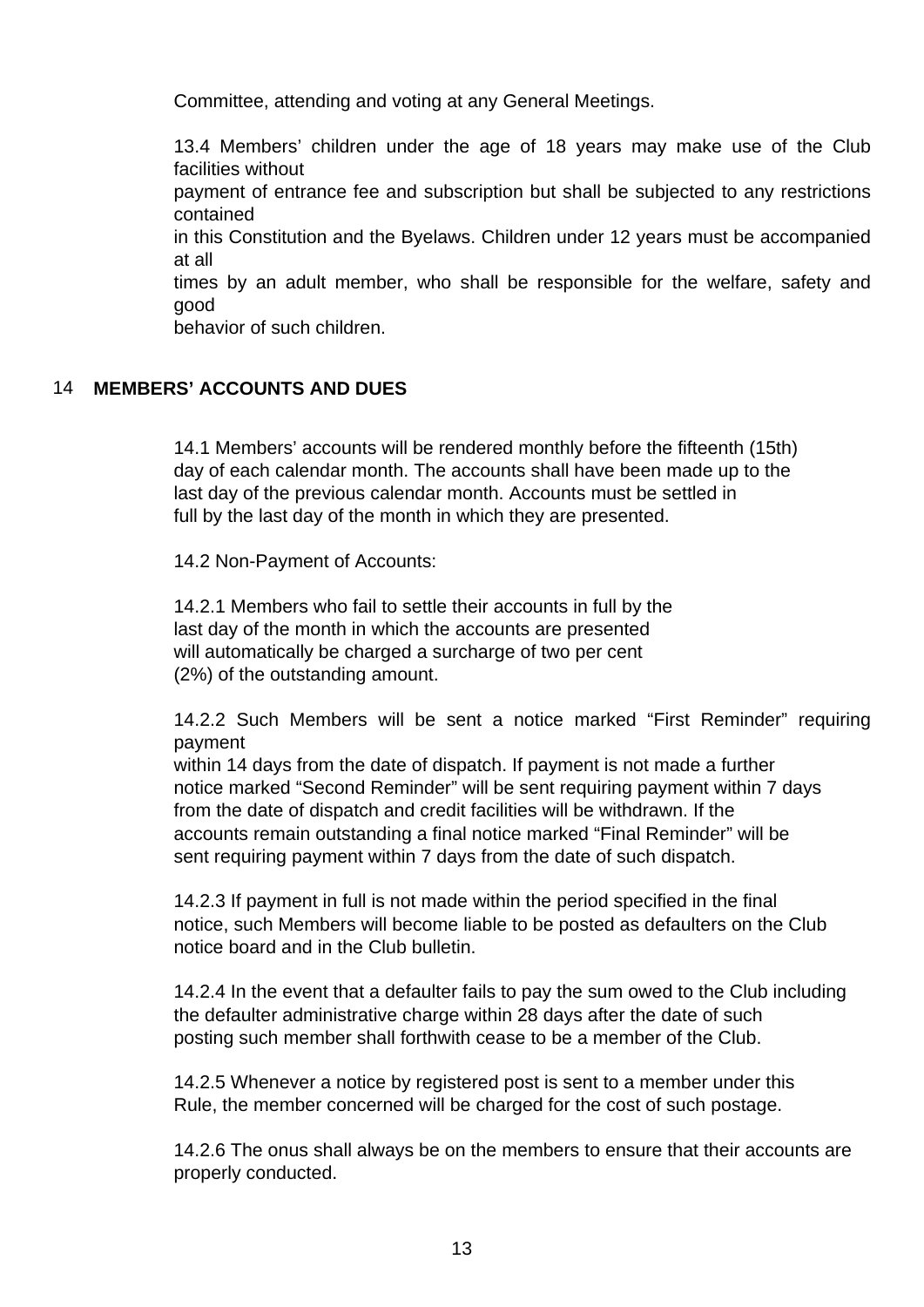Committee, attending and voting at any General Meetings.

13.4 Members' children under the age of 18 years may make use of the Club facilities without payment of entrance fee and subscription but shall be subjected to any restrictions contained in this Constitution and the Byelaws. Children under 12 years must be accompanied at all times by an adult member, who shall be responsible for the welfare, safety and good behavior of such children.

## 14 MEMBERS' ACCOUNTS AND DUES

14.1 Members' accounts will be rendered monthly before the fifteenth (15th) day of each calendar month. The accounts shall have been made up to the last day of the previous calendar month. Accounts must be settled in full by the last day of the month in which they are presented.

14.2 Non-Payment of Accounts:

14.2.1 Members who fail to settle their accounts in full by the last day of the month in which the accounts are presented will automatically be charged a surcharge of two per cent (2%) of the outstanding amount.

14.2.2 Such Members will be sent a notice marked "First Reminder" requiring payment within 14 days from the date of dispatch. If payment is not made a further notice marked "Second Reminder" will be sent requiring payment within 7 days from the date of dispatch and credit facilities will be withdrawn. If the accounts remain outstanding a final notice marked "Final Reminder" will be sent requiring payment within 7 days from the date of such dispatch.

14.2.3 If payment in full is not made within the period specified in the final notice, such Members will become liable to be posted as defaulters on the Club notice board and in the Club bulletin.

14.2.4 In the event that a defaulter fails to pay the sum owed to the Club including the defaulter administrative charge within 28 days after the date of such posting such member shall forthwith cease to be a member of the Club.

14.2.5 Whenever a notice by registered post is sent to a member under this Rule, the member concerned will be charged for the cost of such postage.

14.2.6 The onus shall always be on the members to ensure that their accounts are properly conducted.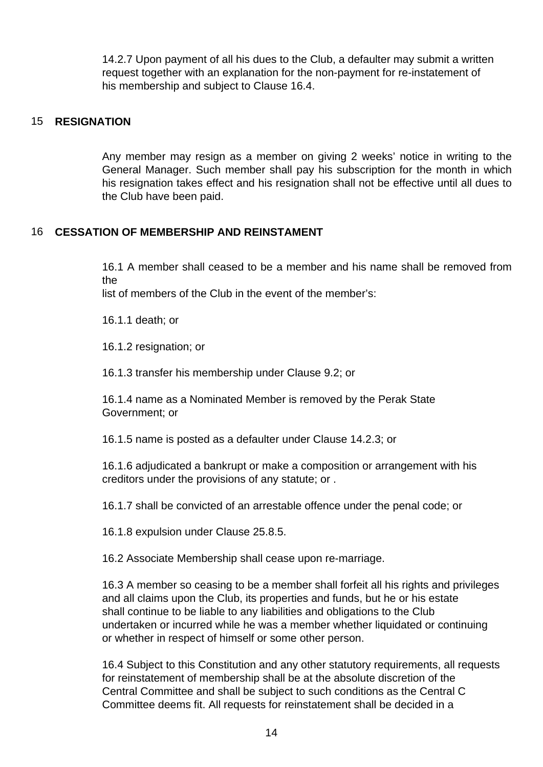14.2.7 Upon payment of all his dues to the Club, a defaulter may submit a written request together with an explanation for the non-payment for re-instatement of his membership and subject to Clause 16.4.

## 15 RESIGNATION

Any member may resign as a member on giving 2 weeks' notice in writing to the General Manager. Such member shall pay his subscription for the month in which his resignation takes effect and his resignation shall not be effective until all dues to the Club have been paid.

## 16 CESSATION OF MEMBERSHIP AND REINSTAMENT

16.1 A member shall ceased to be a member and his name shall be removed from the list of members of the Club in the event of the member's:

16.1.1 death; or

16.1.2 resignation; or

16.1.3 transfer his membership under Clause 9.2; or

16.1.4 name as a Nominated Member is removed by the Perak State Government; or

16.1.5 name is posted as a defaulter under Clause 14.2.3; or

16.1.6 adjudicated a bankrupt or make a composition or arrangement with his creditors under the provisions of any statute; or .

16.1.7 shall be convicted of an arrestable offence under the penal code; or

16.1.8 expulsion under Clause 25.8.5.

16.2 Associate Membership shall cease upon re-marriage.

16.3 A member so ceasing to be a member shall forfeit all his rights and privileges and all claims upon the Club, its properties and funds, but he or his estate shall continue to be liable to any liabilities and obligations to the Club undertaken or incurred while he was a member whether liquidated or continuing or whether in respect of himself or some other person.

16.4 Subject to this Constitution and any other statutory requirements, all requests for reinstatement of membership shall be at the absolute discretion of the Central Committee and shall be subject to such conditions as the Central C Committee deems fit. All requests for reinstatement shall be decided in a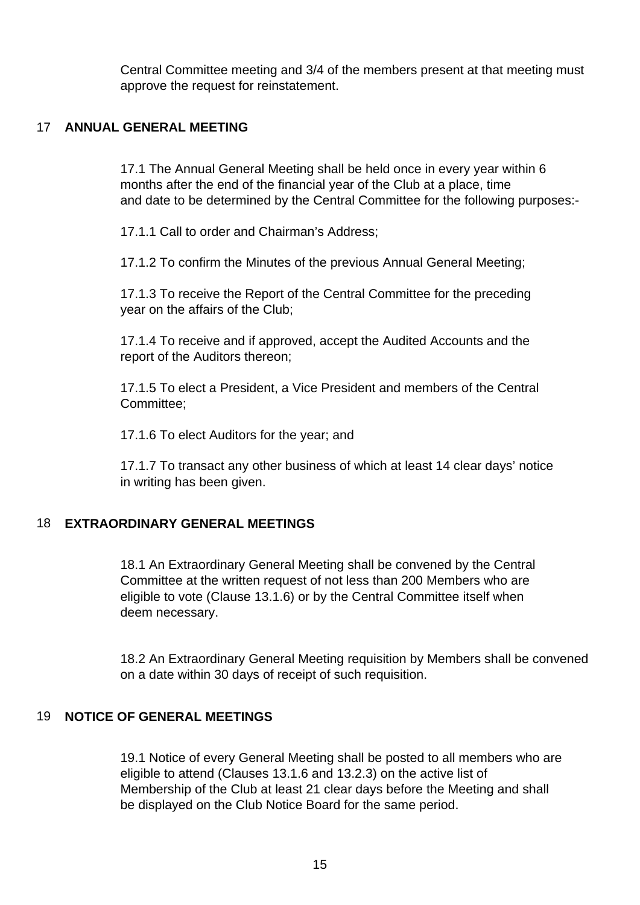Central Committee meeting and 3/4 of the members present at that meeting must approve the request for reinstatement.

## 17 ANNUAL GENERAL MEETING

17.1 The Annual General Meeting shall be held once in every year within 6 months after the end of the financial year of the Club at a place, time and date to be determined by the Central Committee for the following purposes:-

17.1.1 Call to order and Chairman's Address;

17.1.2 To confirm the Minutes of the previous Annual General Meeting;

17.1.3 To receive the Report of the Central Committee for the preceding year on the affairs of the Club;

17.1.4 To receive and if approved, accept the Audited Accounts and the report of the Auditors thereon;

17.1.5 To elect a President, a Vice President and members of the Central Committee;

17.1.6 To elect Auditors for the year; and

17.1.7 To transact any other business of which at least 14 clear days' notice in writing has been given.

## 18 EXTRAORDINARY GENERAL MEETINGS

18.1 An Extraordinary General Meeting shall be convened by the Central Committee at the written request of not less than 200 Members who are eligible to vote (Clause 13.1.6) or by the Central Committee itself when deem necessary.

18.2 An Extraordinary General Meeting requisition by Members shall be convened on a date within 30 days of receipt of such requisition.

## 19 NOTICE OF GENERAL MEETINGS

19.1 Notice of every General Meeting shall be posted to all members who are eligible to attend (Clauses 13.1.6 and 13.2.3) on the active list of Membership of the Club at least 21 clear days before the Meeting and shall be displayed on the Club Notice Board for the same period.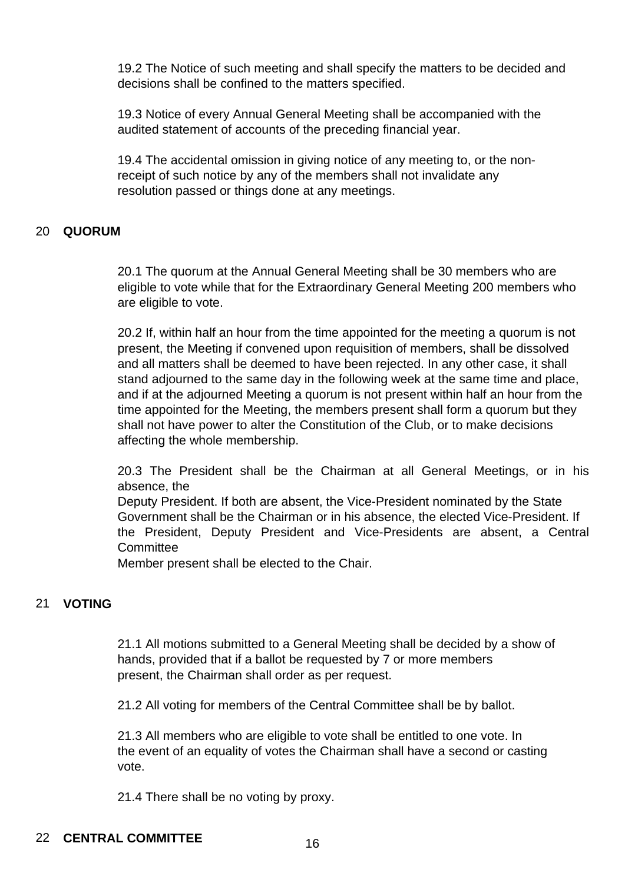19.2 The Notice of such meeting and shall specify the matters to be decided and decisions shall be confined to the matters specified.

19.3 Notice of every Annual General Meeting shall be accompanied with the audited statement of accounts of the preceding financial year.

19.4 The accidental omission in giving notice of any meeting to, or the non-receipt of such notice by any of the members shall not invalidate any resolution passed or things done at any meetings.

## 20 QUORUM

20.1 The quorum at the Annual General Meeting shall be 30 members who are eligible to vote while that for the Extraordinary General Meeting 200 members who are eligible to vote.

20.2 If, within half an hour from the time appointed for the meeting a quorum is not present, the Meeting if convened upon requisition of members, shall be dissolved and all matters shall be deemed to have been rejected. In any other case, it shall stand adjourned to the same day in the following week at the same time and place, and if at the adjourned Meeting a quorum is not present within half an hour from the time appointed for the Meeting, the members present shall form a quorum but they shall not have power to alter the Constitution of the Club, or to make decisions affecting the whole membership.

20.3 The President shall be the Chairman at all General Meetings, or in his absence, the Deputy President. If both are absent, the Vice-President nominated by the State Government shall be the Chairman or in his absence, the elected Vice-President. If the President, Deputy President and Vice-Presidents are absent, a Central Committee Member present shall be elected to the Chair.

## 21 VOTING

21.1 All motions submitted to a General Meeting shall be decided by a show of hands, provided that if a ballot be requested by 7 or more members present, the Chairman shall order as per request.

21.2 All voting for members of the Central Committee shall be by ballot.

21.3 All members who are eligible to vote shall be entitled to one vote. In the event of an equality of votes the Chairman shall have a second or casting vote.

21.4 There shall be no voting by proxy.

## 22 CENTRAL COMMITTEE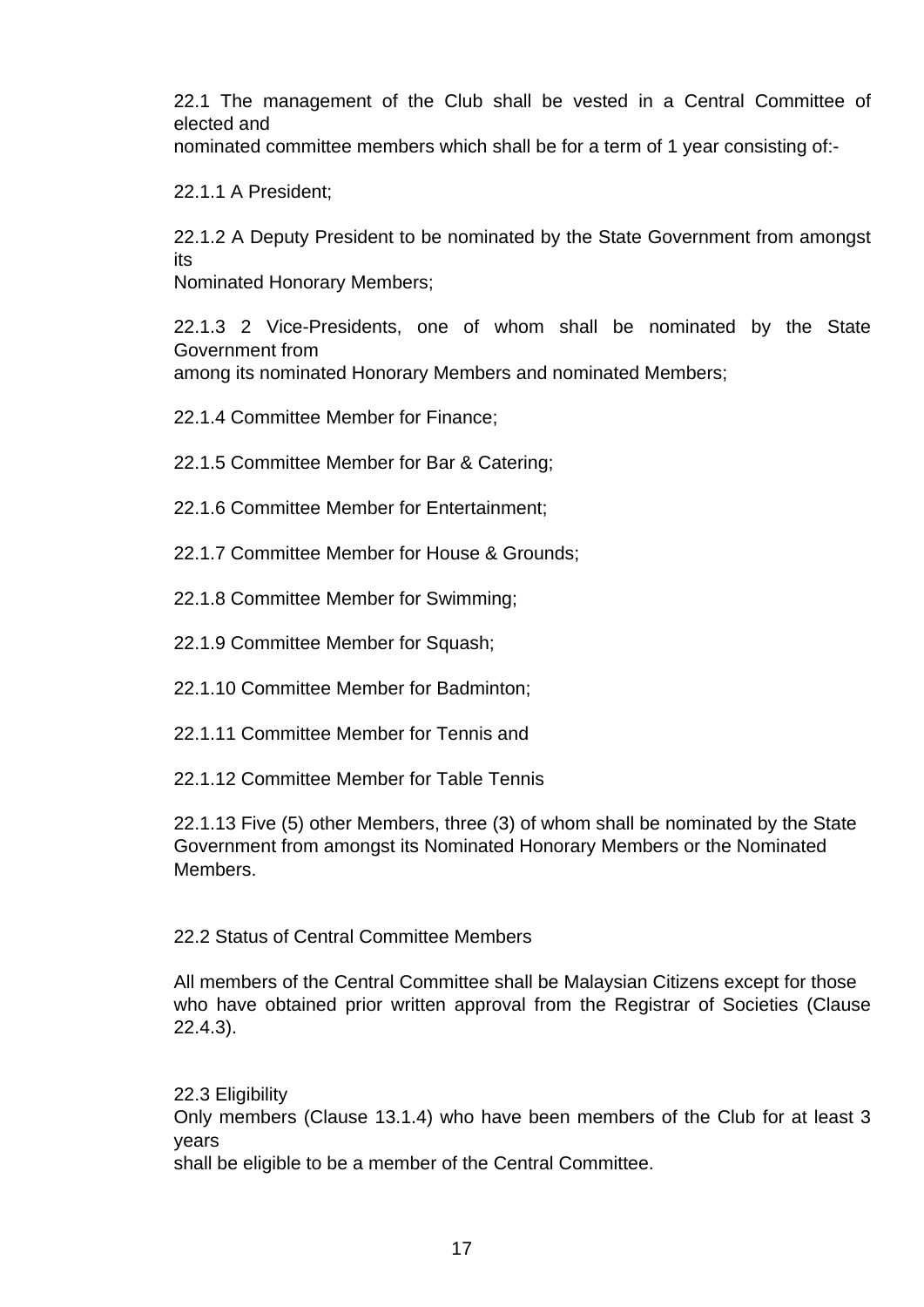22.1 The management of the Club shall be vested in a Central Committee of elected and nominated committee members which shall be for a term of 1 year consisting of:-

22.1.1 A President;

22.1.2 A Deputy President to be nominated by the State Government from amongst its Nominated Honorary Members;

22.1.3 2 Vice-Presidents, one of whom shall be nominated by the State Government from among its nominated Honorary Members and nominated Members;

22.1.4 Committee Member for Finance;

22.1.5 Committee Member for Bar & Catering;

22.1.6 Committee Member for Entertainment;

22.1.7 Committee Member for House & Grounds;

22.1.8 Committee Member for Swimming;

22.1.9 Committee Member for Squash;

22.1.10 Committee Member for Badminton;

22.1.11 Committee Member for Tennis and

22.1.12 Committee Member for Table Tennis

22.1.13 Five (5) other Members, three (3) of whom shall be nominated by the State Government from amongst its Nominated Honorary Members or the Nominated Members.

22.2 Status of Central Committee Members

All members of the Central Committee shall be Malaysian Citizens except for those who have obtained prior written approval from the Registrar of Societies (Clause 22.4.3).

22.3 Eligibility

Only members (Clause 13.1.4) who have been members of the Club for at least 3 years shall be eligible to be a member of the Central Committee.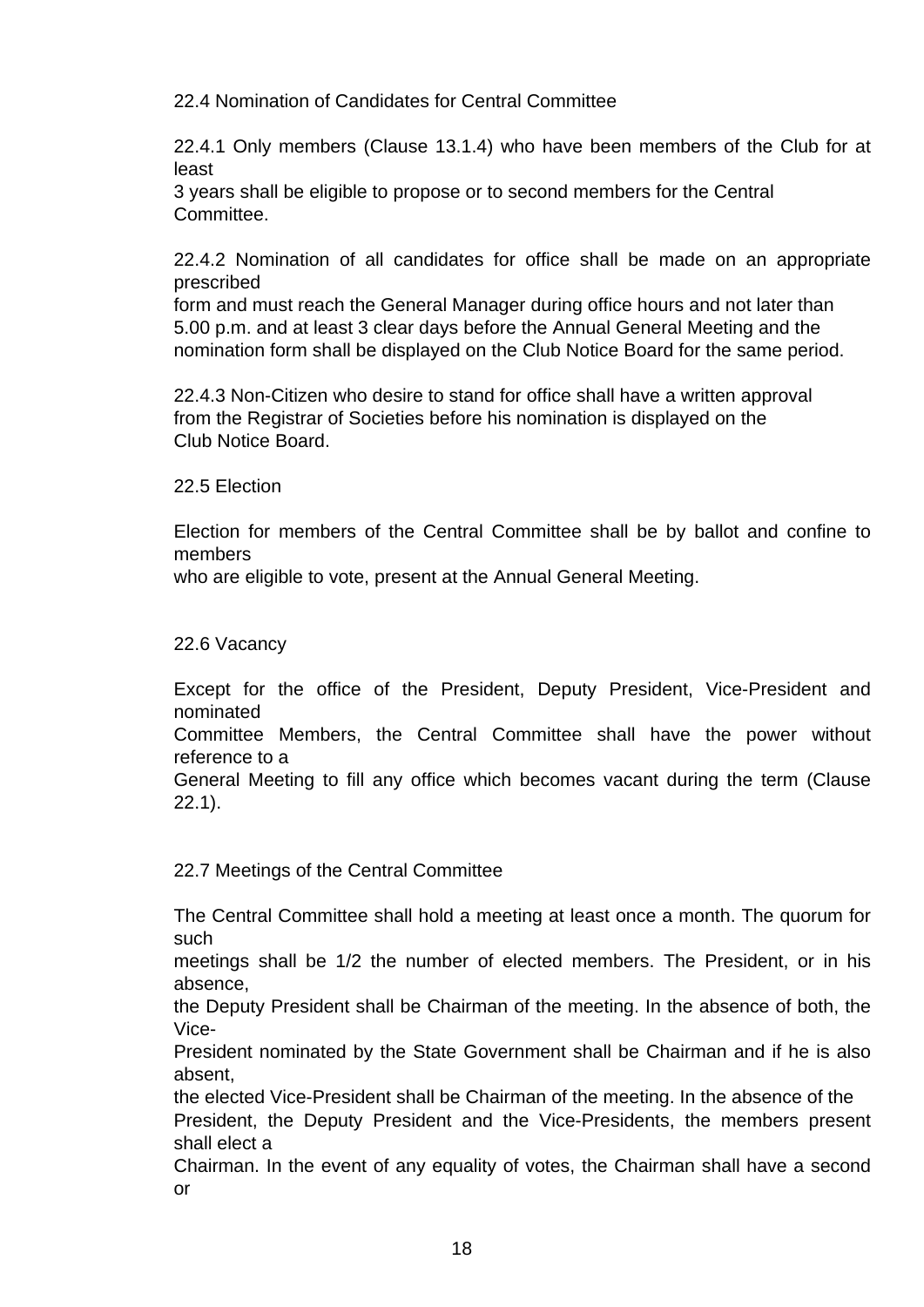22.4 Nomination of Candidates for Central Committee

22.4.1 Only members (Clause 13.1.4) who have been members of the Club for at least 3 years shall be eligible to propose or to second members for the Central Committee.

22.4.2 Nomination of all candidates for office shall be made on an appropriate prescribed form and must reach the General Manager during office hours and not later than 5.00 p.m. and at least 3 clear days before the Annual General Meeting and the nomination form shall be displayed on the Club Notice Board for the same period.

22.4.3 Non-Citizen who desire to stand for office shall have a written approval from the Registrar of Societies before his nomination is displayed on the Club Notice Board.

22.5 Election

Election for members of the Central Committee shall be by ballot and confine to members who are eligible to vote, present at the Annual General Meeting.

22.6 Vacancy

Except for the office of the President, Deputy President, Vice-President and nominated Committee Members, the Central Committee shall have the power without reference to a General Meeting to fill any office which becomes vacant during the term (Clause 22.1).

22.7 Meetings of the Central Committee

The Central Committee shall hold a meeting at least once a month. The quorum for such meetings shall be 1/2 the number of elected members. The President, or in his absence, the Deputy President shall be Chairman of the meeting. In the absence of both, the Vice-President nominated by the State Government shall be Chairman and if he is also absent, the elected Vice-President shall be Chairman of the meeting. In the absence of the President, the Deputy President and the Vice-Presidents, the members present shall elect a Chairman. In the event of any equality of votes, the Chairman shall have a second or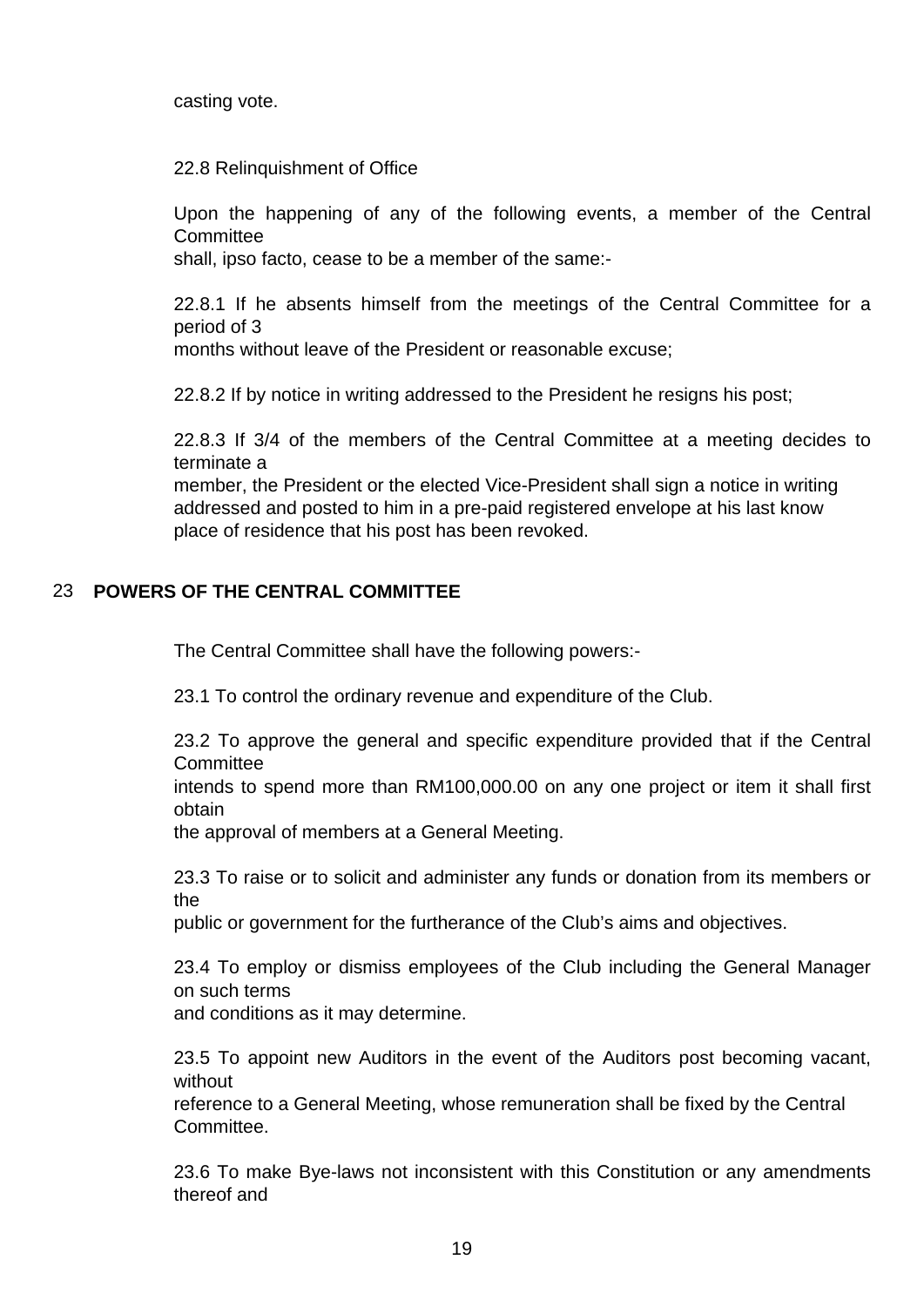casting vote.

22.8 Relinquishment of Office

Upon the happening of any of the following events, a member of the Central Committee shall, ipso facto, cease to be a member of the same:-

22.8.1 If he absents himself from the meetings of the Central Committee for a period of 3 months without leave of the President or reasonable excuse;

22.8.2 If by notice in writing addressed to the President he resigns his post;

22.8.3 If 3/4 of the members of the Central Committee at a meeting decides to terminate a member, the President or the elected Vice-President shall sign a notice in writing addressed and posted to him in a pre-paid registered envelope at his last know place of residence that his post has been revoked.

## 23 POWERS OF THE CENTRAL COMMITTEE

The Central Committee shall have the following powers:-

23.1 To control the ordinary revenue and expenditure of the Club.

23.2 To approve the general and specific expenditure provided that if the Central Committee intends to spend more than RM100,000.00 on any one project or item it shall first obtain the approval of members at a General Meeting.

23.3 To raise or to solicit and administer any funds or donation from its members or the public or government for the furtherance of the Club's aims and objectives.

23.4 To employ or dismiss employees of the Club including the General Manager on such terms and conditions as it may determine.

23.5 To appoint new Auditors in the event of the Auditors post becoming vacant, without reference to a General Meeting, whose remuneration shall be fixed by the Central Committee.

23.6 To make Bye-laws not inconsistent with this Constitution or any amendments thereof and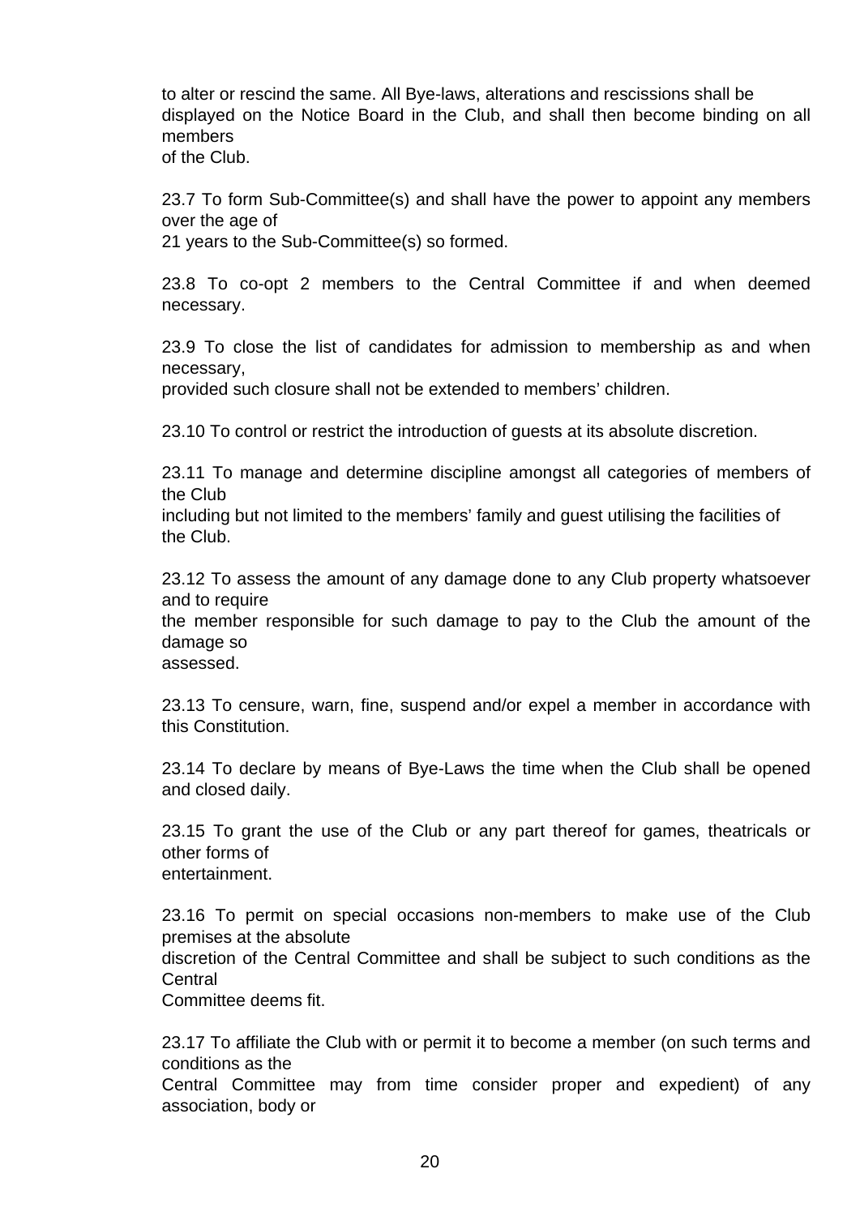to alter or rescind the same. All Bye-laws, alterations and rescissions shall be displayed on the Notice Board in the Club, and shall then become binding on all members of the Club.

23.7 To form Sub-Committee(s) and shall have the power to appoint any members over the age of 21 years to the Sub-Committee(s) so formed.

23.8 To co-opt 2 members to the Central Committee if and when deemed necessary.

23.9 To close the list of candidates for admission to membership as and when necessary, provided such closure shall not be extended to members' children.

23.10 To control or restrict the introduction of guests at its absolute discretion.

23.11 To manage and determine discipline amongst all categories of members of the Club including but not limited to the members' family and guest utilising the facilities of the Club.

23.12 To assess the amount of any damage done to any Club property whatsoever and to require the member responsible for such damage to pay to the Club the amount of the damage so assessed.

23.13 To censure, warn, fine, suspend and/or expel a member in accordance with this Constitution.

23.14 To declare by means of Bye-Laws the time when the Club shall be opened and closed daily.

23.15 To grant the use of the Club or any part thereof for games, theatricals or other forms of entertainment.

23.16 To permit on special occasions non-members to make use of the Club premises at the absolute discretion of the Central Committee and shall be subject to such conditions as the Central Committee deems fit.

23.17 To affiliate the Club with or permit it to become a member (on such terms and conditions as the Central Committee may from time consider proper and expedient) of any association, body or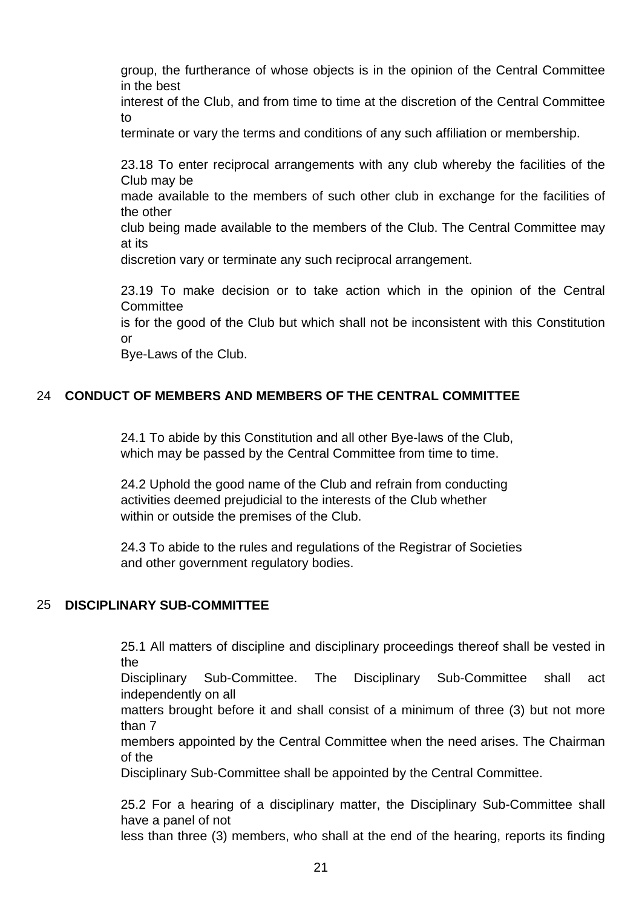group, the furtherance of whose objects is in the opinion of the Central Committee in the best interest of the Club, and from time to time at the discretion of the Central Committee to terminate or vary the terms and conditions of any such affiliation or membership.

23.18 To enter reciprocal arrangements with any club whereby the facilities of the Club may be made available to the members of such other club in exchange for the facilities of the other club being made available to the members of the Club. The Central Committee may at its discretion vary or terminate any such reciprocal arrangement.

23.19 To make decision or to take action which in the opinion of the Central Committee is for the good of the Club but which shall not be inconsistent with this Constitution or Bye-Laws of the Club.

## 24 CONDUCT OF MEMBERS AND MEMBERS OF THE CENTRAL COMMITTEE

24.1 To abide by this Constitution and all other Bye-laws of the Club, which may be passed by the Central Committee from time to time.

24.2 Uphold the good name of the Club and refrain from conducting activities deemed prejudicial to the interests of the Club whether within or outside the premises of the Club.

24.3 To abide to the rules and regulations of the Registrar of Societies and other government regulatory bodies.

## 25 DISCIPLINARY SUB-COMMITTEE

25.1 All matters of discipline and disciplinary proceedings thereof shall be vested in the Disciplinary Sub-Committee. The Disciplinary Sub-Committee shall act independently on all matters brought before it and shall consist of a minimum of three (3) but not more than 7 members appointed by the Central Committee when the need arises. The Chairman of the Disciplinary Sub-Committee shall be appointed by the Central Committee.

25.2 For a hearing of a disciplinary matter, the Disciplinary Sub-Committee shall have a panel of not less than three (3) members, who shall at the end of the hearing, reports its finding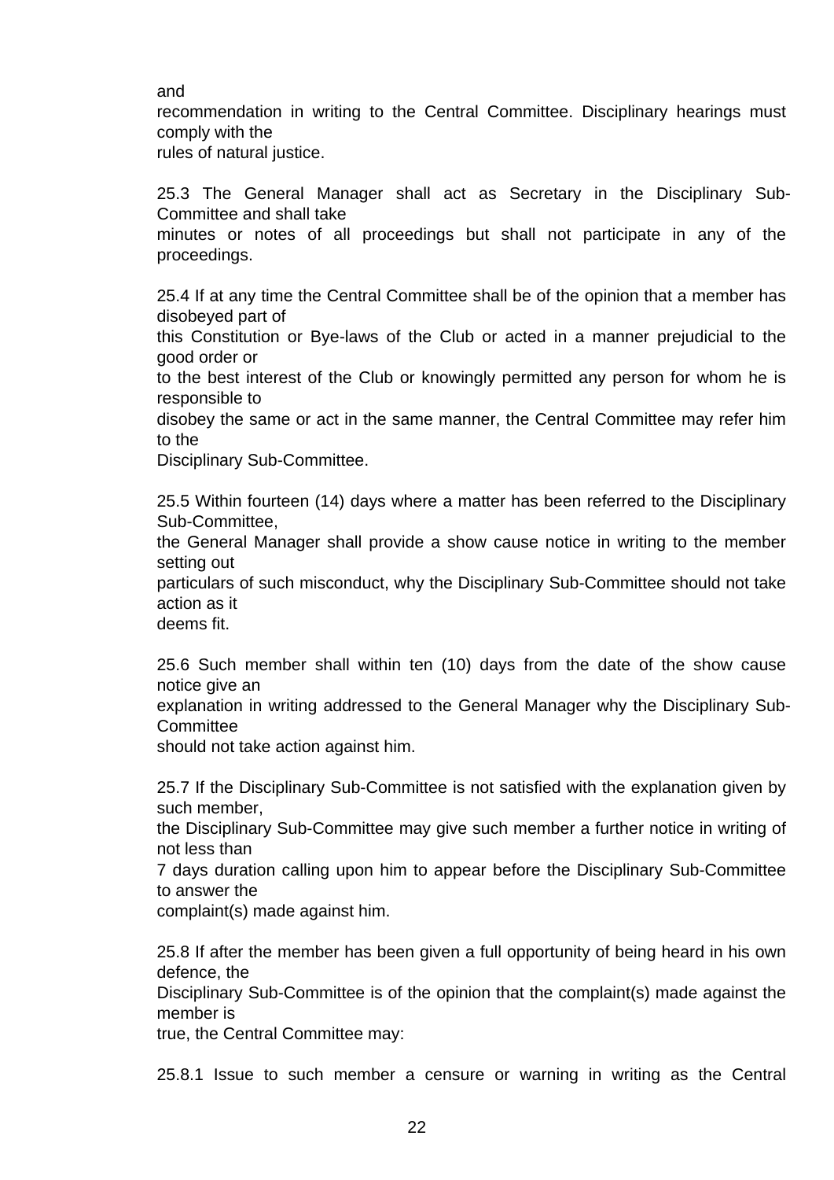and recommendation in writing to the Central Committee. Disciplinary hearings must comply with the rules of natural justice.

25.3 The General Manager shall act as Secretary in the Disciplinary Sub-Committee and shall take minutes or notes of all proceedings but shall not participate in any of the proceedings.

25.4 If at any time the Central Committee shall be of the opinion that a member has disobeyed part of this Constitution or Bye-laws of the Club or acted in a manner prejudicial to the good order or to the best interest of the Club or knowingly permitted any person for whom he is responsible to disobey the same or act in the same manner, the Central Committee may refer him to the Disciplinary Sub-Committee.

25.5 Within fourteen (14) days where a matter has been referred to the Disciplinary Sub-Committee, the General Manager shall provide a show cause notice in writing to the member setting out particulars of such misconduct, why the Disciplinary Sub-Committee should not take action as it deems fit.

25.6 Such member shall within ten (10) days from the date of the show cause notice give an explanation in writing addressed to the General Manager why the Disciplinary Sub-Committee should not take action against him.

25.7 If the Disciplinary Sub-Committee is not satisfied with the explanation given by such member, the Disciplinary Sub-Committee may give such member a further notice in writing of not less than 7 days duration calling upon him to appear before the Disciplinary Sub-Committee to answer the complaint(s) made against him.

25.8 If after the member has been given a full opportunity of being heard in his own defence, the Disciplinary Sub-Committee is of the opinion that the complaint(s) made against the member is true, the Central Committee may:

25.8.1 Issue to such member a censure or warning in writing as the Central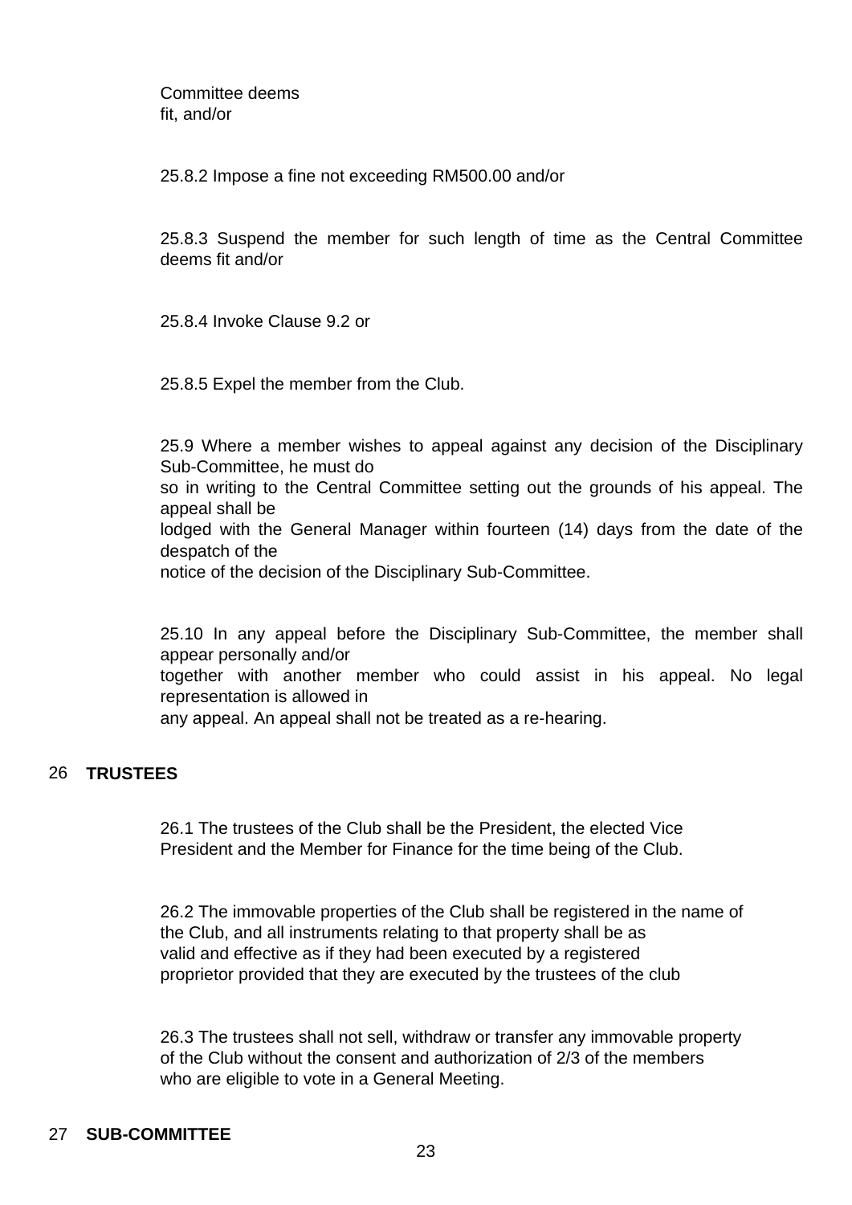Committee deems fit, and/or

25.8.2 Impose a fine not exceeding RM500.00 and/or

25.8.3 Suspend the member for such length of time as the Central Committee deems fit and/or

25.8.4 Invoke Clause 9.2 or

25.8.5 Expel the member from the Club.

25.9 Where a member wishes to appeal against any decision of the Disciplinary Sub-Committee, he must do so in writing to the Central Committee setting out the grounds of his appeal. The appeal shall be lodged with the General Manager within fourteen (14) days from the date of the despatch of the notice of the decision of the Disciplinary Sub-Committee.

25.10 In any appeal before the Disciplinary Sub-Committee, the member shall appear personally and/or together with another member who could assist in his appeal. No legal representation is allowed in any appeal. An appeal shall not be treated as a re-hearing.

## 26 TRUSTEES

26.1 The trustees of the Club shall be the President, the elected Vice President and the Member for Finance for the time being of the Club.

26.2 The immovable properties of the Club shall be registered in the name of the Club, and all instruments relating to that property shall be as valid and effective as if they had been executed by a registered proprietor provided that they are executed by the trustees of the club

26.3 The trustees shall not sell, withdraw or transfer any immovable property of the Club without the consent and authorization of 2/3 of the members who are eligible to vote in a General Meeting.

## 27 SUB-COMMITTEE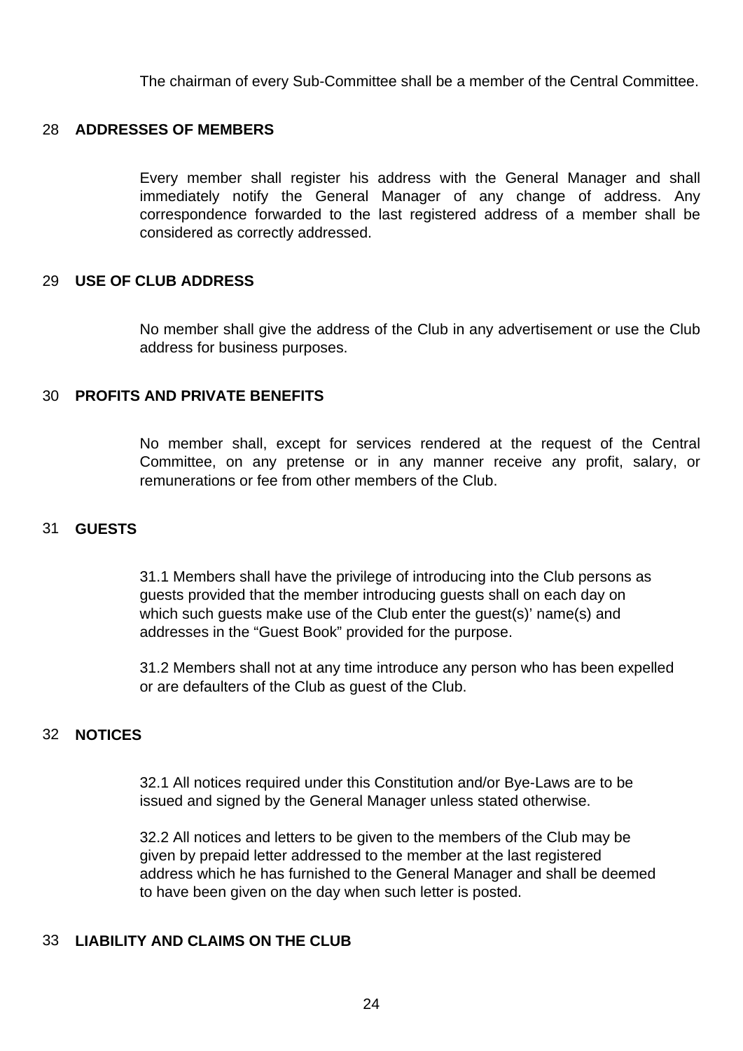The chairman of every Sub-Committee shall be a member of the Central Committee.

## 28 ADDRESSES OF MEMBERS

Every member shall register his address with the General Manager and shall immediately notify the General Manager of any change of address. Any correspondence forwarded to the last registered address of a member shall be considered as correctly addressed.

## 29 USE OF CLUB ADDRESS

No member shall give the address of the Club in any advertisement or use the Club address for business purposes.

## 30 PROFITS AND PRIVATE BENEFITS

No member shall, except for services rendered at the request of the Central Committee, on any pretense or in any manner receive any profit, salary, or remunerations or fee from other members of the Club.

## 31 GUESTS

31.1 Members shall have the privilege of introducing into the Club persons as guests provided that the member introducing guests shall on each day on which such guests make use of the Club enter the guest(s)' name(s) and addresses in the "Guest Book" provided for the purpose.

31.2 Members shall not at any time introduce any person who has been expelled or are defaulters of the Club as guest of the Club.

## 32 NOTICES

32.1 All notices required under this Constitution and/or Bye-Laws are to be issued and signed by the General Manager unless stated otherwise.

32.2 All notices and letters to be given to the members of the Club may be given by prepaid letter addressed to the member at the last registered address which he has furnished to the General Manager and shall be deemed to have been given on the day when such letter is posted.

## 33 LIABILITY AND CLAIMS ON THE CLUB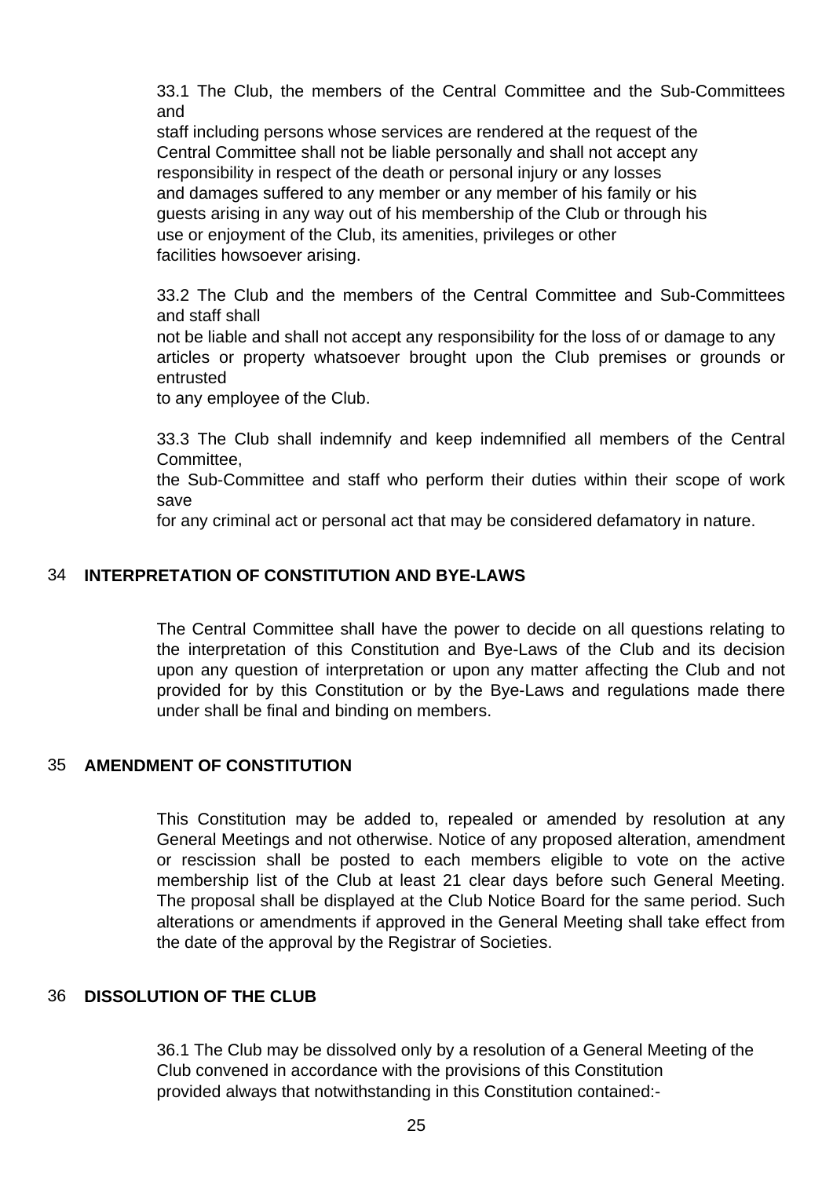33.1 The Club, the members of the Central Committee and the Sub-Committees and staff including persons whose services are rendered at the request of the Central Committee shall not be liable personally and shall not accept any responsibility in respect of the death or personal injury or any losses and damages suffered to any member or any member of his family or his guests arising in any way out of his membership of the Club or through his use or enjoyment of the Club, its amenities, privileges or other facilities howsoever arising.

33.2 The Club and the members of the Central Committee and Sub-Committees and staff shall not be liable and shall not accept any responsibility for the loss of or damage to any articles or property whatsoever brought upon the Club premises or grounds or entrusted to any employee of the Club.

33.3 The Club shall indemnify and keep indemnified all members of the Central Committee, the Sub-Committee and staff who perform their duties within their scope of work save for any criminal act or personal act that may be considered defamatory in nature.

## 34 INTERPRETATION OF CONSTITUTION AND BYE-LAWS

The Central Committee shall have the power to decide on all questions relating to the interpretation of this Constitution and Bye-Laws of the Club and its decision upon any question of interpretation or upon any matter affecting the Club and not provided for by this Constitution or by the Bye-Laws and regulations made there under shall be final and binding on members.

## 35 AMENDMENT OF CONSTITUTION

This Constitution may be added to, repealed or amended by resolution at any General Meetings and not otherwise. Notice of any proposed alteration, amendment or rescission shall be posted to each members eligible to vote on the active membership list of the Club at least 21 clear days before such General Meeting. The proposal shall be displayed at the Club Notice Board for the same period. Such alterations or amendments if approved in the General Meeting shall take effect from the date of the approval by the Registrar of Societies.

## 36 DISSOLUTION OF THE CLUB

36.1 The Club may be dissolved only by a resolution of a General Meeting of the Club convened in accordance with the provisions of this Constitution provided always that notwithstanding in this Constitution contained:-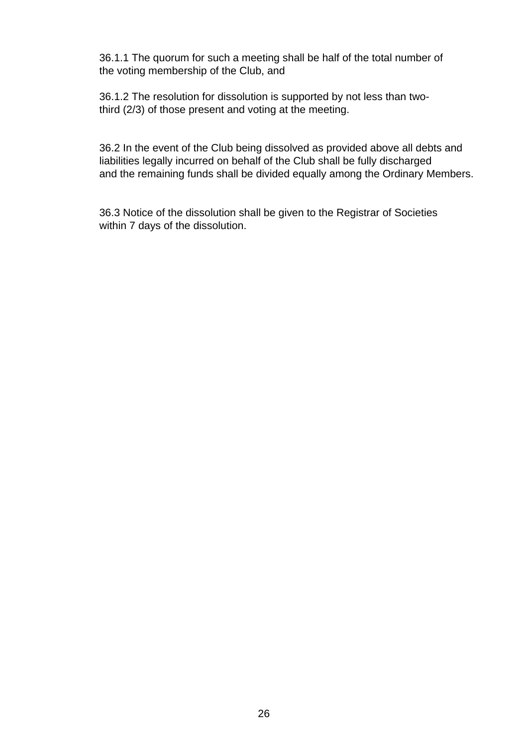36.1.1 The quorum for such a meeting shall be half of the total number of the voting membership of the Club, and

36.1.2 The resolution for dissolution is supported by not less than two-third (2/3) of those present and voting at the meeting.

36.2 In the event of the Club being dissolved as provided above all debts and liabilities legally incurred on behalf of the Club shall be fully discharged and the remaining funds shall be divided equally among the Ordinary Members.

36.3 Notice of the dissolution shall be given to the Registrar of Societies within 7 days of the dissolution.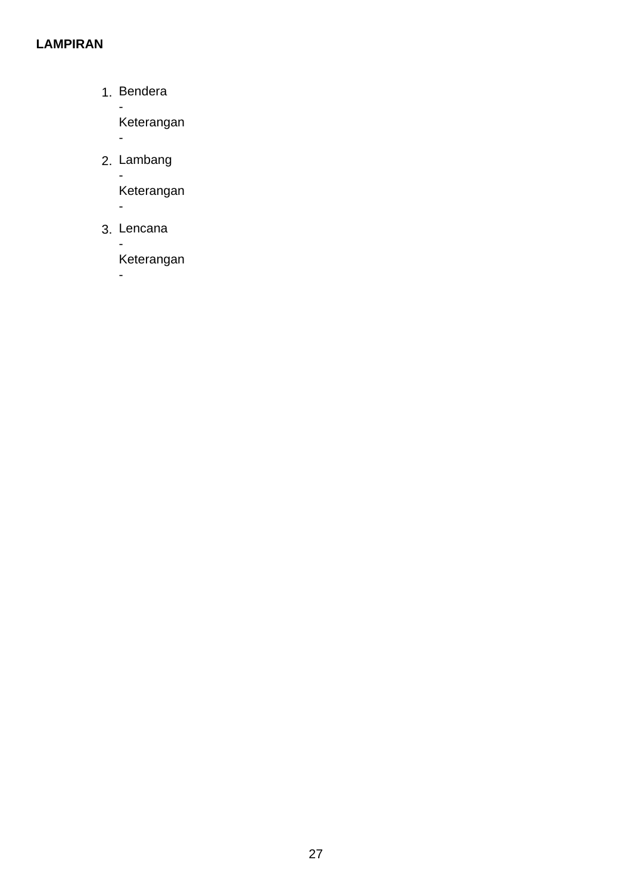**LAMPIRAN**

1. Bendera
   -
   Keterangan
   -
2. Lambang
   -
   Keterangan
   -
3. Lencana
   -
   Keterangan
   -